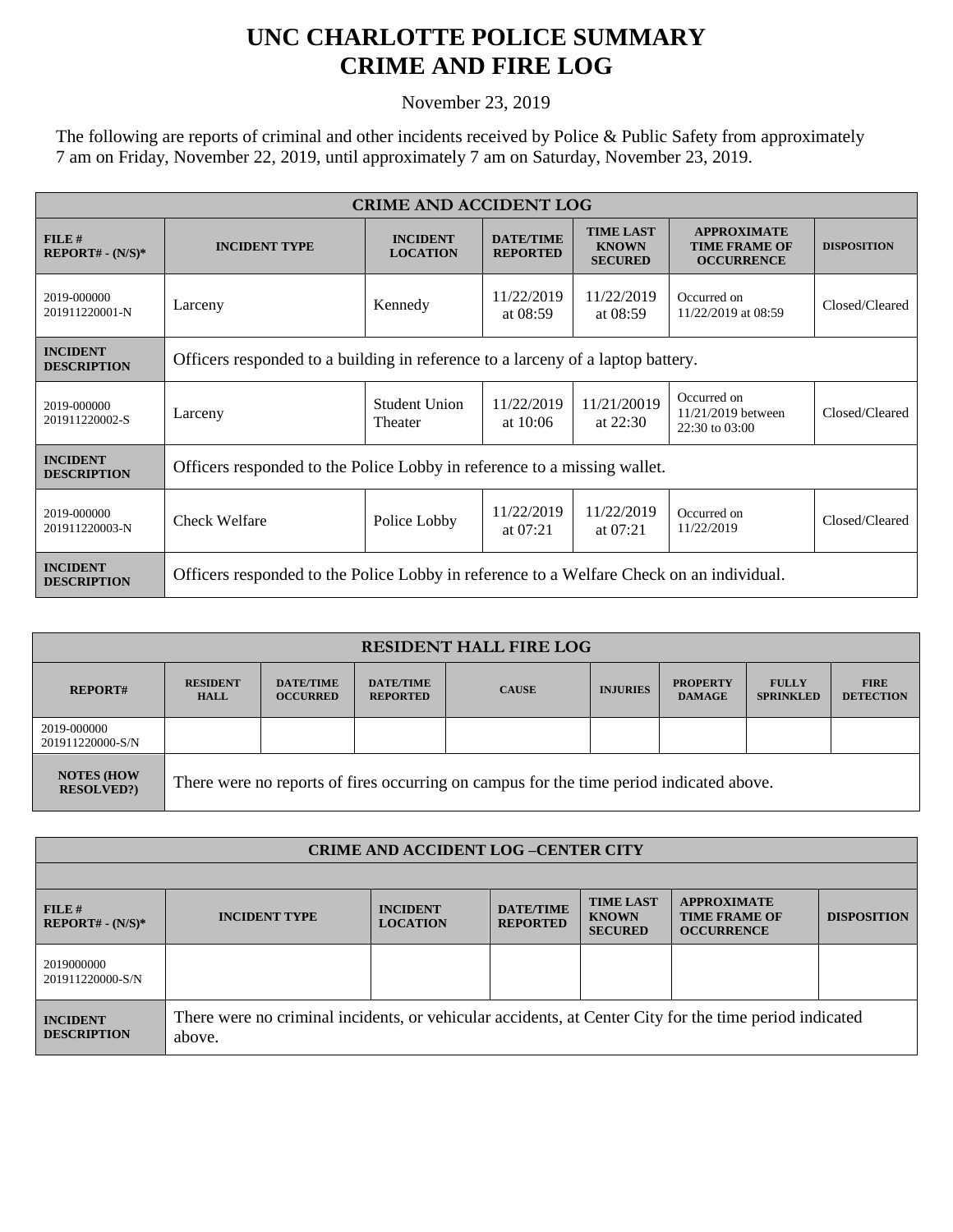# UNC CHARLOTTE POLICE SUMMARY
# CRIME AND FIRE LOG

November 23, 2019

The following are reports of criminal and other incidents received by Police & Public Safety from approximately 7 am on Friday, November 22, 2019, until approximately 7 am on Saturday, November 23, 2019.

| CRIME AND ACCIDENT LOG | | | | | | |
|---|---|---|---|---|---|---|
| **FILE # REPORT# - (N/S)*** | **INCIDENT TYPE** | **INCIDENT LOCATION** | **DATE/TIME REPORTED** | **TIME LAST KNOWN SECURED** | **APPROXIMATE TIME FRAME OF OCCURRENCE** | **DISPOSITION** |
| 2019-000000 201911220001-N | Larceny | Kennedy | 11/22/2019 at 08:59 | 11/22/2019 at 08:59 | Occurred on 11/22/2019 at 08:59 | Closed/Cleared |
| **INCIDENT DESCRIPTION** | Officers responded to a building in reference to a larceny of a laptop battery. | | | | | |
| 2019-000000 201911220002-S | Larceny | Student Union Theater | 11/22/2019 at 10:06 | 11/21/20019 at 22:30 | Occurred on 11/21/2019 between 22:30 to 03:00 | Closed/Cleared |
| **INCIDENT DESCRIPTION** | Officers responded to the Police Lobby in reference to a missing wallet. | | | | | |
| 2019-000000 201911220003-N | Check Welfare | Police Lobby | 11/22/2019 at 07:21 | 11/22/2019 at 07:21 | Occurred on 11/22/2019 | Closed/Cleared |
| **INCIDENT DESCRIPTION** | Officers responded to the Police Lobby in reference to a Welfare Check on an individual. | | | | | |

| RESIDENT HALL FIRE LOG | | | | | | | | |
|---|---|---|---|---|---|---|---|---|
| **REPORT#** | **RESIDENT HALL** | **DATE/TIME OCCURRED** | **DATE/TIME REPORTED** | **CAUSE** | **INJURIES** | **PROPERTY DAMAGE** | **FULLY SPRINKLED** | **FIRE DETECTION** |
| 2019-000000 201911220000-S/N | | | | | | | | |
| **NOTES (HOW RESOLVED?)** | There were no reports of fires occurring on campus for the time period indicated above. | | | | | | | |

| CRIME AND ACCIDENT LOG –CENTER CITY | | | | | | |
|---|---|---|---|---|---|---|
| **FILE # REPORT# - (N/S)*** | **INCIDENT TYPE** | **INCIDENT LOCATION** | **DATE/TIME REPORTED** | **TIME LAST KNOWN SECURED** | **APPROXIMATE TIME FRAME OF OCCURRENCE** | **DISPOSITION** |
| 2019000000 201911220000-S/N | | | | | | |
| **INCIDENT DESCRIPTION** | There were no criminal incidents, or vehicular accidents, at Center City for the time period indicated above. | | | | | |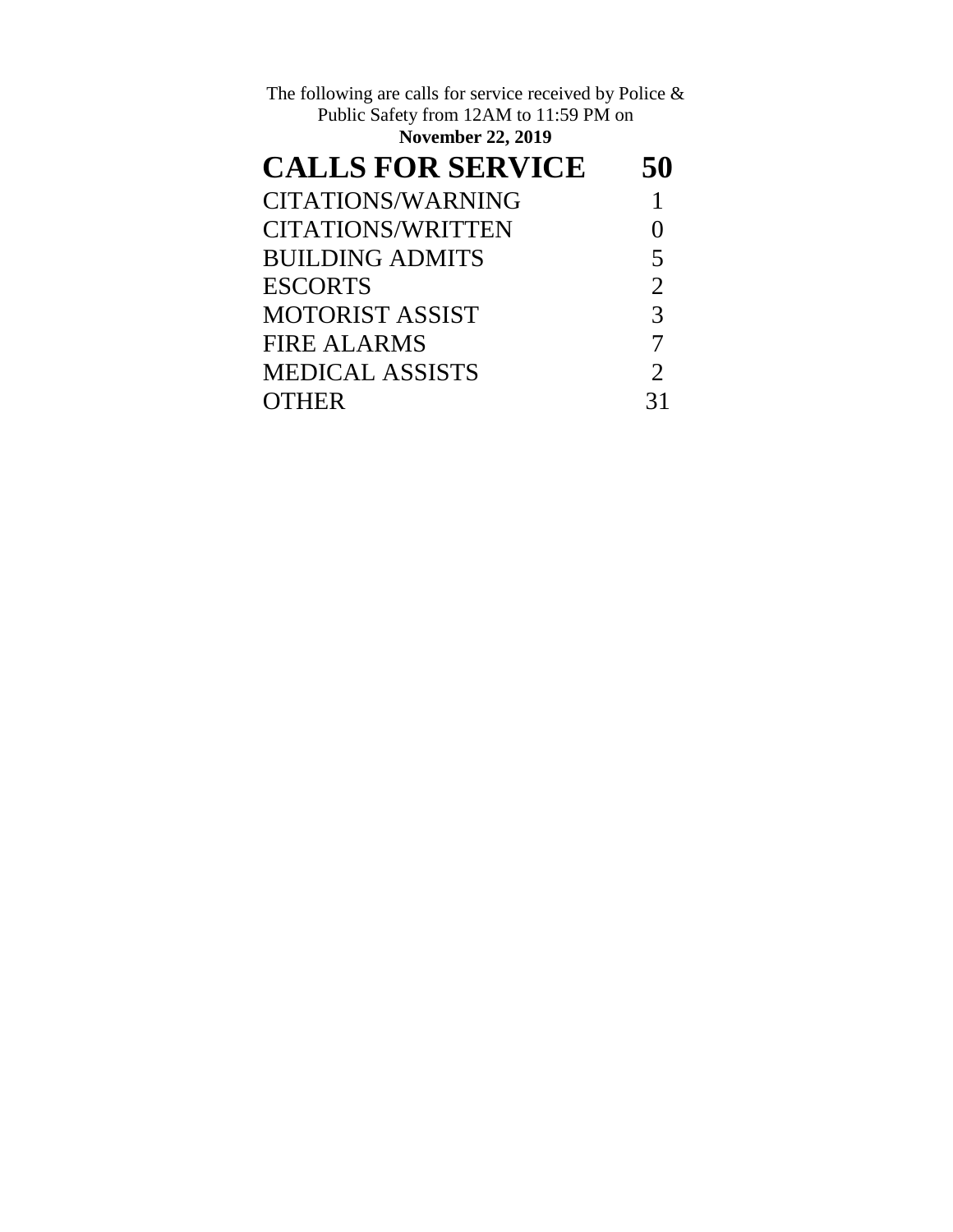The following are calls for service received by Police & Public Safety from 12AM to 11:59 PM on

**November 22, 2019**

| | |
|---|---|
| **CALLS FOR SERVICE** | **50** |
| CITATIONS/WARNING | 1 |
| CITATIONS/WRITTEN | 0 |
| BUILDING ADMITS | 5 |
| ESCORTS | 2 |
| MOTORIST ASSIST | 3 |
| FIRE ALARMS | 7 |
| MEDICAL ASSISTS | 2 |
| OTHER | 31 |